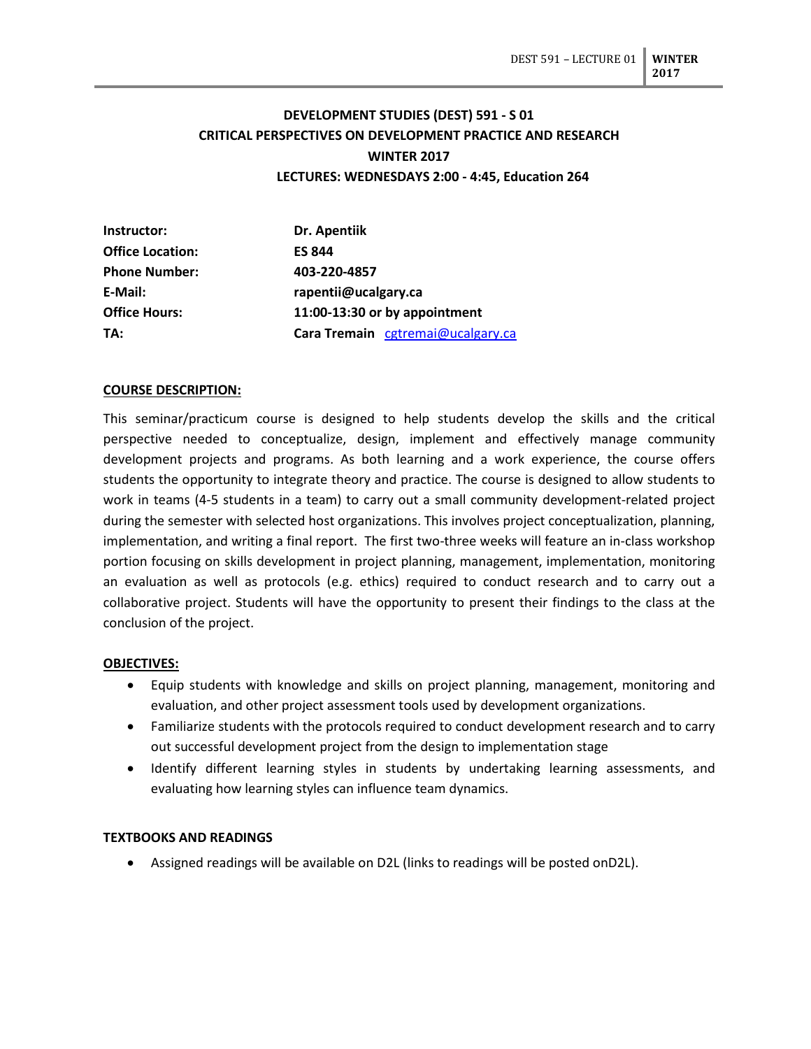# DEVELOPMENT STUDIES (DEST) 591 - S 01
## CRITICAL PERSPECTIVES ON DEVELOPMENT PRACTICE AND RESEARCH
## WINTER 2017
## LECTURES: WEDNESDAYS 2:00 - 4:45, Education 264

| | |
|---|---|
| **Instructor:** | **Dr. Apentiik** |
| **Office Location:** | **ES 844** |
| **Phone Number:** | **403-220-4857** |
| **E-Mail:** | **rapentii@ucalgary.ca** |
| **Office Hours:** | **11:00-13:30 or by appointment** |
| **TA:** | **Cara Tremain** cgtremai@ucalgary.ca |

### COURSE DESCRIPTION:

This seminar/practicum course is designed to help students develop the skills and the critical perspective needed to conceptualize, design, implement and effectively manage community development projects and programs. As both learning and a work experience, the course offers students the opportunity to integrate theory and practice. The course is designed to allow students to work in teams (4-5 students in a team) to carry out a small community development-related project during the semester with selected host organizations. This involves project conceptualization, planning, implementation, and writing a final report. The first two-three weeks will feature an in-class workshop portion focusing on skills development in project planning, management, implementation, monitoring an evaluation as well as protocols (e.g. ethics) required to conduct research and to carry out a collaborative project. Students will have the opportunity to present their findings to the class at the conclusion of the project.

### OBJECTIVES:

- Equip students with knowledge and skills on project planning, management, monitoring and evaluation, and other project assessment tools used by development organizations.
- Familiarize students with the protocols required to conduct development research and to carry out successful development project from the design to implementation stage
- Identify different learning styles in students by undertaking learning assessments, and evaluating how learning styles can influence team dynamics.

### TEXTBOOKS AND READINGS

- Assigned readings will be available on D2L (links to readings will be posted onD2L).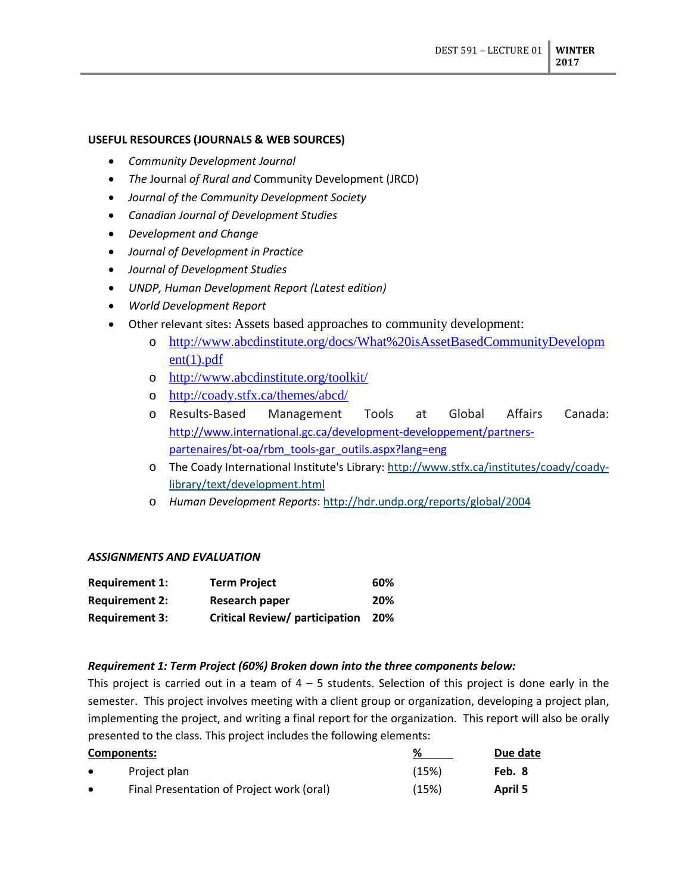**USEFUL RESOURCES (JOURNALS & WEB SOURCES)**

- *Community Development Journal*
- *The* Journal *of Rural and* Community Development (JRCD)
- *Journal of the Community Development Society*
- *Canadian Journal of Development Studies*
- *Development and Change*
- *Journal of Development in Practice*
- *Journal of Development Studies*
- *UNDP, Human Development Report (Latest edition)*
- *World Development Report*
- Other relevant sites: Assets based approaches to community development:
    - http://www.abcdinstitute.org/docs/What%20isAssetBasedCommunityDevelopment(1).pdf
    - http://www.abcdinstitute.org/toolkit/
    - http://coady.stfx.ca/themes/abcd/
    - Results-Based Management Tools at Global Affairs Canada: http://www.international.gc.ca/development-developpement/partners-partenaires/bt-oa/rbm_tools-gar_outils.aspx?lang=eng
    - The Coady International Institute's Library: http://www.stfx.ca/institutes/coady/coady-library/text/development.html
    - *Human Development Reports*: http://hdr.undp.org/reports/global/2004

***ASSIGNMENTS AND EVALUATION***

| | | |
|---|---|---|
| **Requirement 1:** | **Term Project** | **60%** |
| **Requirement 2:** | **Research paper** | **20%** |
| **Requirement 3:** | **Critical Review/ participation** | **20%** |

***Requirement 1: Term Project (60%) Broken down into the three components below:***

This project is carried out in a team of 4 – 5 students. Selection of this project is done early in the semester. This project involves meeting with a client group or organization, developing a project plan, implementing the project, and writing a final report for the organization. This report will also be orally presented to the class. This project includes the following elements:

| **Components:** | **%** | **Due date** |
|---|---|---|
| • Project plan | (15%) | **Feb. 8** |
| • Final Presentation of Project work (oral) | (15%) | **April 5** |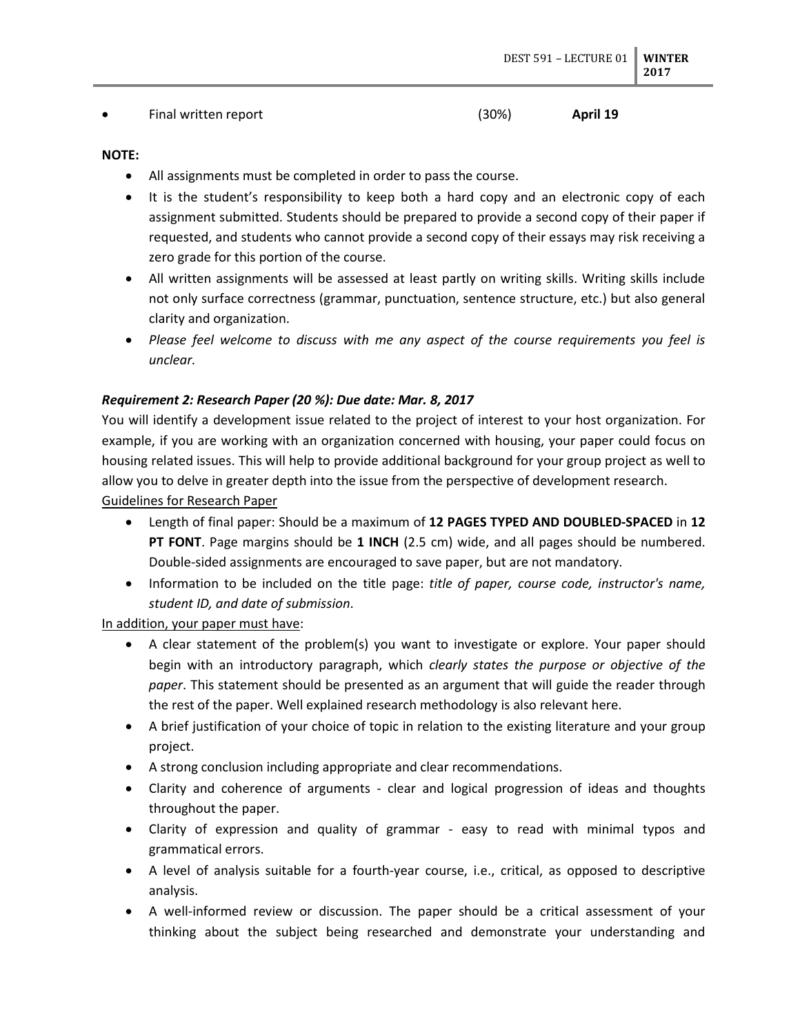- Final written report (30%) **April 19**

**NOTE:**

- All assignments must be completed in order to pass the course.
- It is the student's responsibility to keep both a hard copy and an electronic copy of each assignment submitted. Students should be prepared to provide a second copy of their paper if requested, and students who cannot provide a second copy of their essays may risk receiving a zero grade for this portion of the course.
- All written assignments will be assessed at least partly on writing skills. Writing skills include not only surface correctness (grammar, punctuation, sentence structure, etc.) but also general clarity and organization.
- *Please feel welcome to discuss with me any aspect of the course requirements you feel is unclear.*

***Requirement 2: Research Paper (20 %): Due date: Mar. 8, 2017***

You will identify a development issue related to the project of interest to your host organization. For example, if you are working with an organization concerned with housing, your paper could focus on housing related issues. This will help to provide additional background for your group project as well to allow you to delve in greater depth into the issue from the perspective of development research.

Guidelines for Research Paper

- Length of final paper: Should be a maximum of **12 PAGES TYPED AND DOUBLED-SPACED** in **12 PT FONT**. Page margins should be **1 INCH** (2.5 cm) wide, and all pages should be numbered. Double-sided assignments are encouraged to save paper, but are not mandatory.
- Information to be included on the title page: *title of paper, course code, instructor's name, student ID, and date of submission*.

In addition, your paper must have:

- A clear statement of the problem(s) you want to investigate or explore. Your paper should begin with an introductory paragraph, which *clearly states the purpose or objective of the paper*. This statement should be presented as an argument that will guide the reader through the rest of the paper. Well explained research methodology is also relevant here.
- A brief justification of your choice of topic in relation to the existing literature and your group project.
- A strong conclusion including appropriate and clear recommendations.
- Clarity and coherence of arguments - clear and logical progression of ideas and thoughts throughout the paper.
- Clarity of expression and quality of grammar - easy to read with minimal typos and grammatical errors.
- A level of analysis suitable for a fourth-year course, i.e., critical, as opposed to descriptive analysis.
- A well-informed review or discussion. The paper should be a critical assessment of your thinking about the subject being researched and demonstrate your understanding and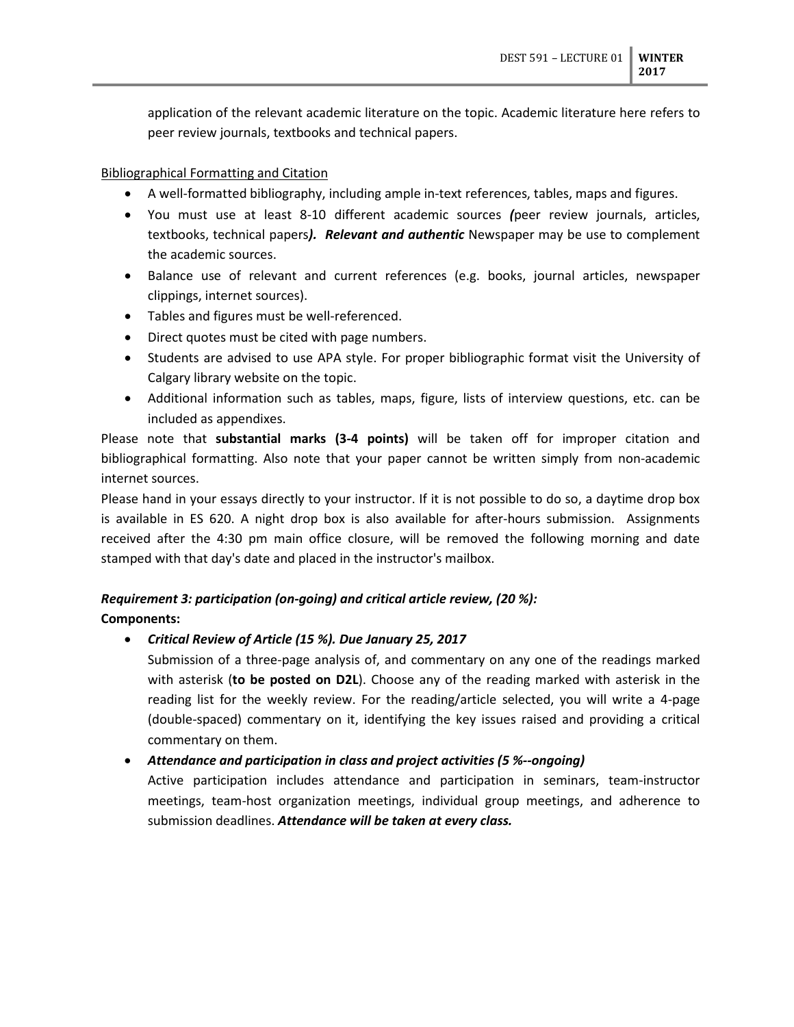application of the relevant academic literature on the topic. Academic literature here refers to peer review journals, textbooks and technical papers.

Bibliographical Formatting and Citation

- A well-formatted bibliography, including ample in-text references, tables, maps and figures.
- You must use at least 8-10 different academic sources ***(****peer review journals, articles, textbooks, technical papers****).  Relevant and authentic*** Newspaper may be use to complement the academic sources.
- Balance use of relevant and current references (e.g. books, journal articles, newspaper clippings, internet sources).
- Tables and figures must be well-referenced.
- Direct quotes must be cited with page numbers.
- Students are advised to use APA style. For proper bibliographic format visit the University of Calgary library website on the topic.
- Additional information such as tables, maps, figure, lists of interview questions, etc. can be included as appendixes.

Please note that **substantial marks (3-4 points)** will be taken off for improper citation and bibliographical formatting. Also note that your paper cannot be written simply from non-academic internet sources.

Please hand in your essays directly to your instructor. If it is not possible to do so, a daytime drop box is available in ES 620. A night drop box is also available for after-hours submission. Assignments received after the 4:30 pm main office closure, will be removed the following morning and date stamped with that day's date and placed in the instructor's mailbox.

***Requirement 3: participation (on-going) and critical article review, (20 %):***

**Components:**

- ***Critical Review of Article (15 %). Due January 25, 2017***

  Submission of a three-page analysis of, and commentary on any one of the readings marked with asterisk (**to be posted on D2L**). Choose any of the reading marked with asterisk in the reading list for the weekly review. For the reading/article selected, you will write a 4-page (double-spaced) commentary on it, identifying the key issues raised and providing a critical commentary on them.

- ***Attendance and participation in class and project activities (5 %--ongoing)***

  Active participation includes attendance and participation in seminars, team-instructor meetings, team-host organization meetings, individual group meetings, and adherence to submission deadlines. ***Attendance will be taken at every class.***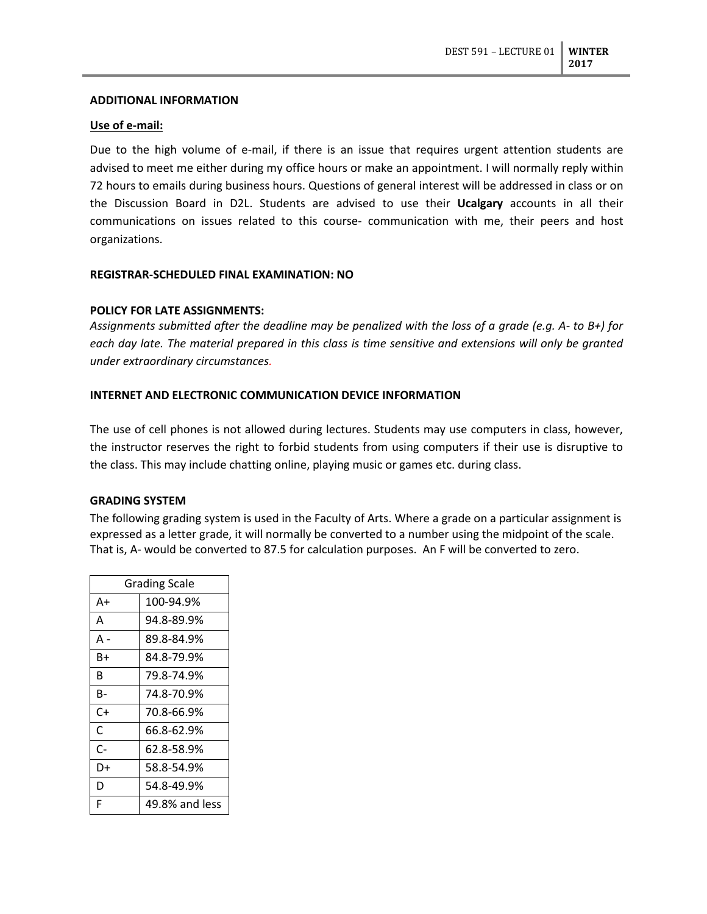### ADDITIONAL INFORMATION

**Use of e-mail:**

Due to the high volume of e-mail, if there is an issue that requires urgent attention students are advised to meet me either during my office hours or make an appointment. I will normally reply within 72 hours to emails during business hours. Questions of general interest will be addressed in class or on the Discussion Board in D2L. Students are advised to use their **Ucalgary** accounts in all their communications on issues related to this course- communication with me, their peers and host organizations.

### REGISTRAR-SCHEDULED FINAL EXAMINATION: NO

### POLICY FOR LATE ASSIGNMENTS:

*Assignments submitted after the deadline may be penalized with the loss of a grade (e.g. A- to B+) for each day late. The material prepared in this class is time sensitive and extensions will only be granted under extraordinary circumstances.*

### INTERNET AND ELECTRONIC COMMUNICATION DEVICE INFORMATION

The use of cell phones is not allowed during lectures. Students may use computers in class, however, the instructor reserves the right to forbid students from using computers if their use is disruptive to the class. This may include chatting online, playing music or games etc. during class.

### GRADING SYSTEM

The following grading system is used in the Faculty of Arts. Where a grade on a particular assignment is expressed as a letter grade, it will normally be converted to a number using the midpoint of the scale. That is, A- would be converted to 87.5 for calculation purposes. An F will be converted to zero.

| Grading Scale | |
|---|---|
| A+ | 100-94.9% |
| A | 94.8-89.9% |
| A - | 89.8-84.9% |
| B+ | 84.8-79.9% |
| B | 79.8-74.9% |
| B- | 74.8-70.9% |
| C+ | 70.8-66.9% |
| C | 66.8-62.9% |
| C- | 62.8-58.9% |
| D+ | 58.8-54.9% |
| D | 54.8-49.9% |
| F | 49.8% and less |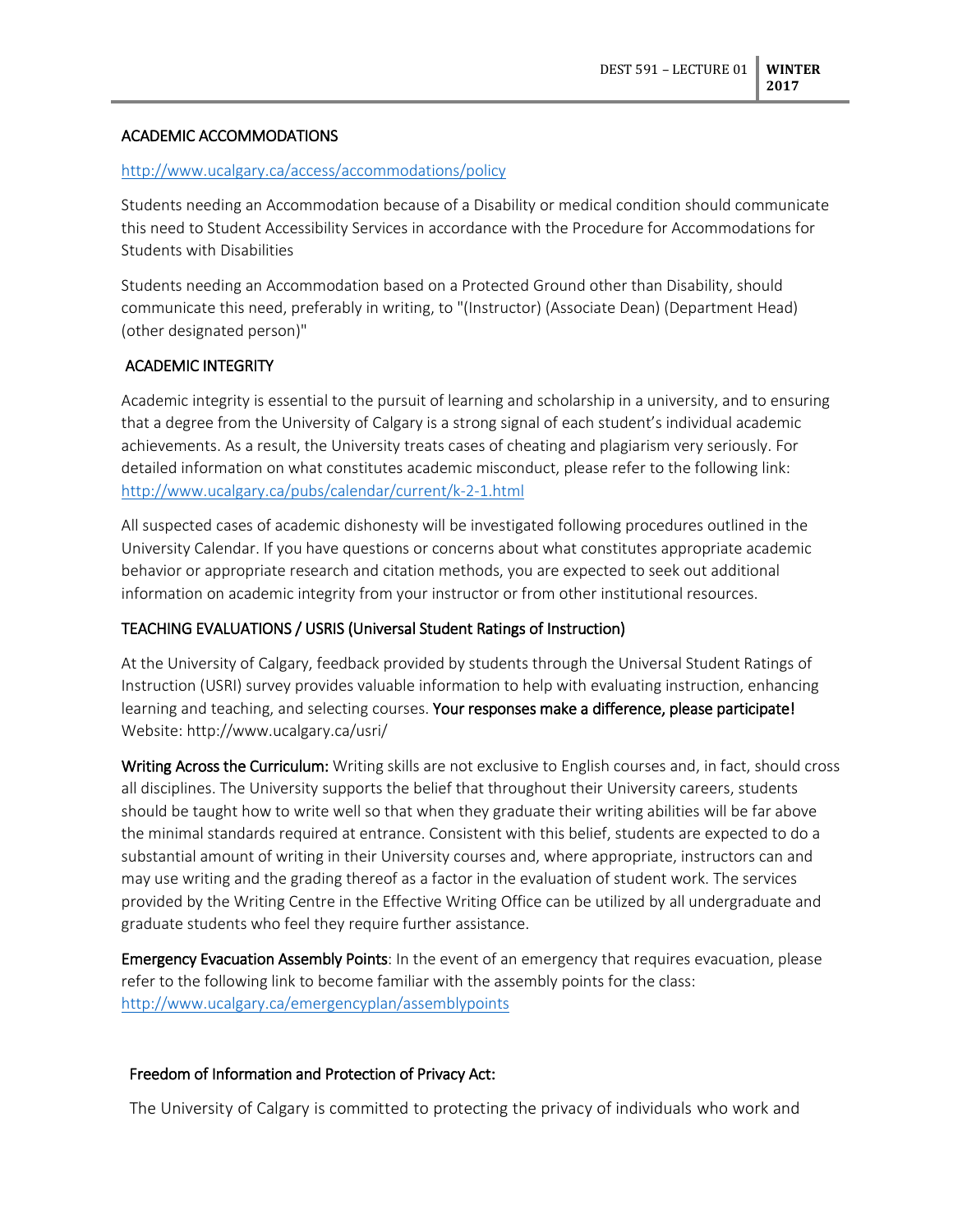## ACADEMIC ACCOMMODATIONS

http://www.ucalgary.ca/access/accommodations/policy

Students needing an Accommodation because of a Disability or medical condition should communicate this need to Student Accessibility Services in accordance with the Procedure for Accommodations for Students with Disabilities

Students needing an Accommodation based on a Protected Ground other than Disability, should communicate this need, preferably in writing, to "(Instructor) (Associate Dean) (Department Head) (other designated person)"

## ACADEMIC INTEGRITY

Academic integrity is essential to the pursuit of learning and scholarship in a university, and to ensuring that a degree from the University of Calgary is a strong signal of each student's individual academic achievements. As a result, the University treats cases of cheating and plagiarism very seriously. For detailed information on what constitutes academic misconduct, please refer to the following link: http://www.ucalgary.ca/pubs/calendar/current/k-2-1.html

All suspected cases of academic dishonesty will be investigated following procedures outlined in the University Calendar. If you have questions or concerns about what constitutes appropriate academic behavior or appropriate research and citation methods, you are expected to seek out additional information on academic integrity from your instructor or from other institutional resources.

## TEACHING EVALUATIONS / USRIS (Universal Student Ratings of Instruction)

At the University of Calgary, feedback provided by students through the Universal Student Ratings of Instruction (USRI) survey provides valuable information to help with evaluating instruction, enhancing learning and teaching, and selecting courses. **Your responses make a difference, please participate!** Website: http://www.ucalgary.ca/usri/

**Writing Across the Curriculum:** Writing skills are not exclusive to English courses and, in fact, should cross all disciplines. The University supports the belief that throughout their University careers, students should be taught how to write well so that when they graduate their writing abilities will be far above the minimal standards required at entrance. Consistent with this belief, students are expected to do a substantial amount of writing in their University courses and, where appropriate, instructors can and may use writing and the grading thereof as a factor in the evaluation of student work. The services provided by the Writing Centre in the Effective Writing Office can be utilized by all undergraduate and graduate students who feel they require further assistance.

**Emergency Evacuation Assembly Points**: In the event of an emergency that requires evacuation, please refer to the following link to become familiar with the assembly points for the class: http://www.ucalgary.ca/emergencyplan/assemblypoints

## Freedom of Information and Protection of Privacy Act:

The University of Calgary is committed to protecting the privacy of individuals who work and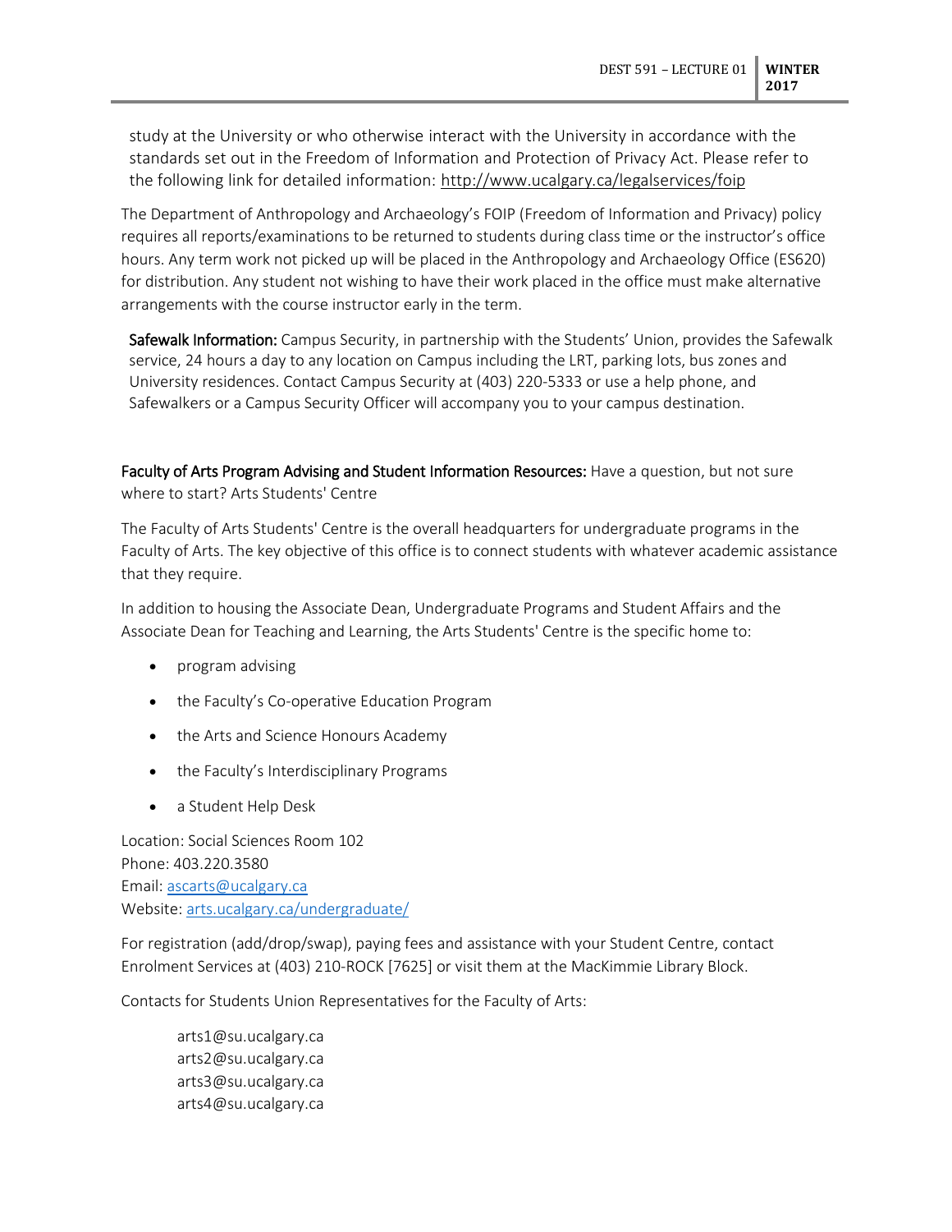study at the University or who otherwise interact with the University in accordance with the standards set out in the Freedom of Information and Protection of Privacy Act. Please refer to the following link for detailed information: http://www.ucalgary.ca/legalservices/foip

The Department of Anthropology and Archaeology's FOIP (Freedom of Information and Privacy) policy requires all reports/examinations to be returned to students during class time or the instructor's office hours. Any term work not picked up will be placed in the Anthropology and Archaeology Office (ES620) for distribution. Any student not wishing to have their work placed in the office must make alternative arrangements with the course instructor early in the term.

**Safewalk Information:** Campus Security, in partnership with the Students' Union, provides the Safewalk service, 24 hours a day to any location on Campus including the LRT, parking lots, bus zones and University residences. Contact Campus Security at (403) 220-5333 or use a help phone, and Safewalkers or a Campus Security Officer will accompany you to your campus destination.

**Faculty of Arts Program Advising and Student Information Resources:** Have a question, but not sure where to start? Arts Students' Centre

The Faculty of Arts Students' Centre is the overall headquarters for undergraduate programs in the Faculty of Arts. The key objective of this office is to connect students with whatever academic assistance that they require.

In addition to housing the Associate Dean, Undergraduate Programs and Student Affairs and the Associate Dean for Teaching and Learning, the Arts Students' Centre is the specific home to:

- program advising
- the Faculty's Co-operative Education Program
- the Arts and Science Honours Academy
- the Faculty's Interdisciplinary Programs
- a Student Help Desk

Location: Social Sciences Room 102
Phone: 403.220.3580
Email: ascarts@ucalgary.ca
Website: arts.ucalgary.ca/undergraduate/

For registration (add/drop/swap), paying fees and assistance with your Student Centre, contact Enrolment Services at (403) 210-ROCK [7625] or visit them at the MacKimmie Library Block.

Contacts for Students Union Representatives for the Faculty of Arts:

arts1@su.ucalgary.ca
arts2@su.ucalgary.ca
arts3@su.ucalgary.ca
arts4@su.ucalgary.ca